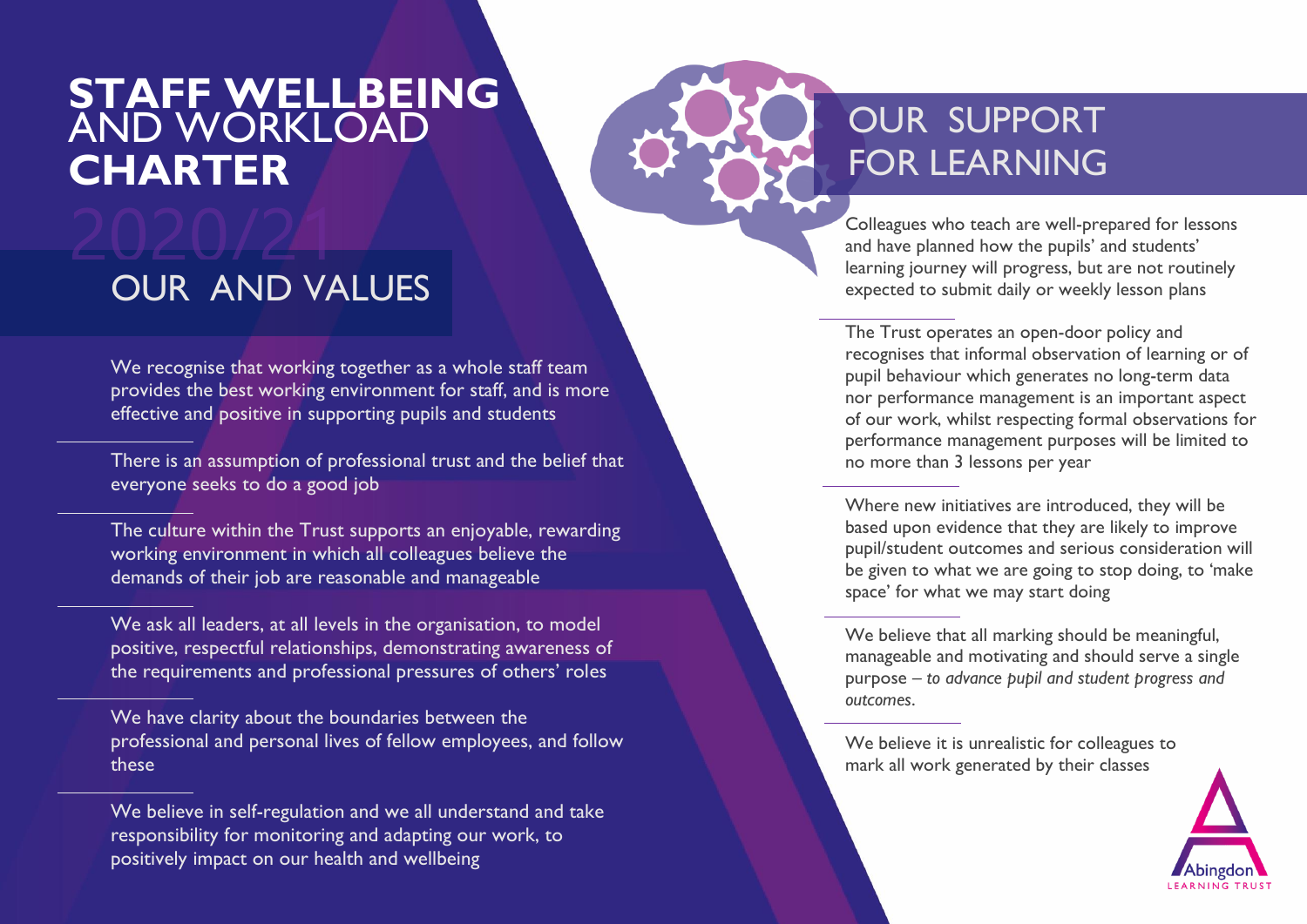# STAFF WELLBEING AND WORKLOAD CHARTER

2020/21

## OUR AND VALUES

We recognise that working together as a whole staff team provides the best working environment for staff, and is more effective and positive in supporting pupils and students

There is an assumption of professional trust and the belief that everyone seeks to do a good job

The culture within the Trust supports an enjoyable, rewarding working environment in which all colleagues believe the demands of their job are reasonable and manageable

We ask all leaders, at all levels in the organisation, to model positive, respectful relationships, demonstrating awareness of the requirements and professional pressures of others' roles

We have clarity about the boundaries between the professional and personal lives of fellow employees, and follow these

We believe in self-regulation and we all understand and take responsibility for monitoring and adapting our work, to positively impact on our health and wellbeing

## OUR SUPPORT FOR LEARNING

Colleagues who teach are well-prepared for lessons and have planned how the pupils' and students' learning journey will progress, but are not routinely expected to submit daily or weekly lesson plans

The Trust operates an open-door policy and recognises that informal observation of learning or of pupil behaviour which generates no long-term data nor performance management is an important aspect of our work, whilst respecting formal observations for performance management purposes will be limited to no more than 3 lessons per year

Where new initiatives are introduced, they will be based upon evidence that they are likely to improve pupil/student outcomes and serious consideration will be given to what we are going to stop doing, to 'make space' for what we may start doing

We believe that all marking should be meaningful, manageable and motivating and should serve a single purpose – *to advance pupil and student progress and outcomes*.

We believe it is unrealistic for colleagues to mark all work generated by their classes

Abingdon LEARNING TRUST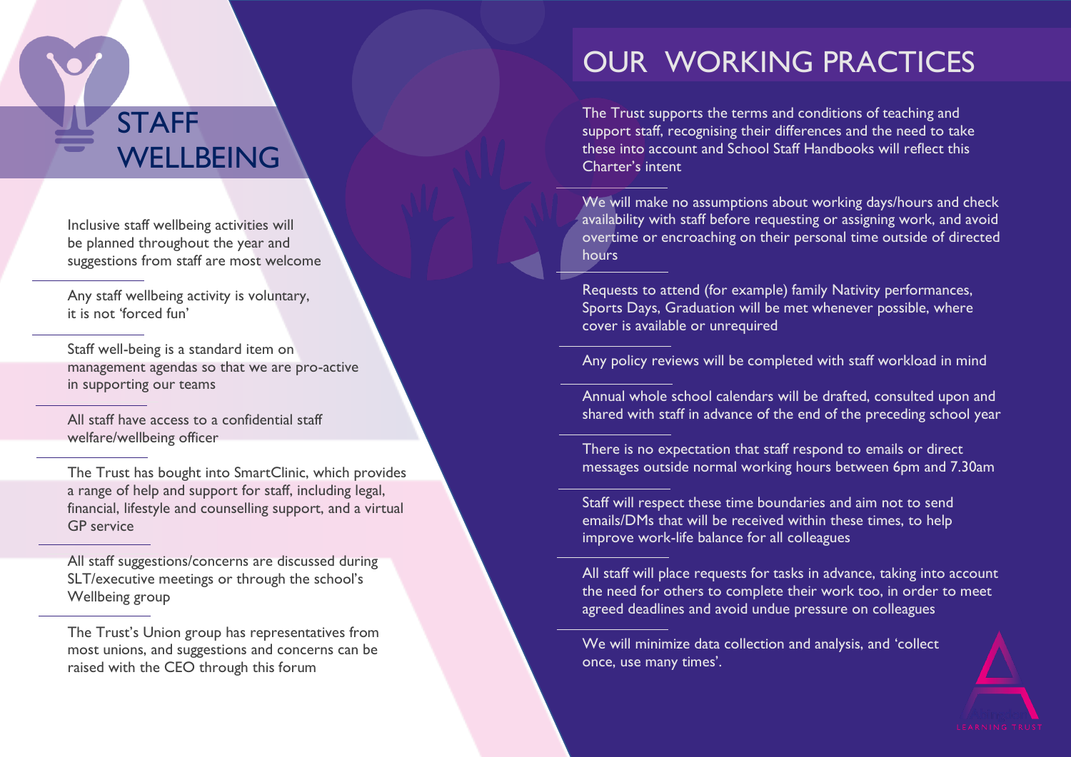# STAFF WELLBEING

Inclusive staff wellbeing activities will be planned throughout the year and suggestions from staff are most welcome

Any staff wellbeing activity is voluntary, it is not 'forced fun'

Staff well-being is a standard item on management agendas so that we are pro-active in supporting our teams

All staff have access to a confidential staff welfare/wellbeing officer

The Trust has bought into SmartClinic, which provides a range of help and support for staff, including legal, financial, lifestyle and counselling support, and a virtual GP service

All staff suggestions/concerns are discussed during SLT/executive meetings or through the school's Wellbeing group

The Trust's Union group has representatives from most unions, and suggestions and concerns can be raised with the CEO through this forum

# OUR WORKING PRACTICES

The Trust supports the terms and conditions of teaching and support staff, recognising their differences and the need to take these into account and School Staff Handbooks will reflect this Charter's intent

We will make no assumptions about working days/hours and check availability with staff before requesting or assigning work, and avoid overtime or encroaching on their personal time outside of directed hours

Requests to attend (for example) family Nativity performances, Sports Days, Graduation will be met whenever possible, where cover is available or unrequired

Any policy reviews will be completed with staff workload in mind

Annual whole school calendars will be drafted, consulted upon and shared with staff in advance of the end of the preceding school year

There is no expectation that staff respond to emails or direct messages outside normal working hours between 6pm and 7.30am

Staff will respect these time boundaries and aim not to send emails/DMs that will be received within these times, to help improve work-life balance for all colleagues

All staff will place requests for tasks in advance, taking into account the need for others to complete their work too, in order to meet agreed deadlines and avoid undue pressure on colleagues

We will minimize data collection and analysis, and 'collect once, use many times'.

LEARNING TRUST